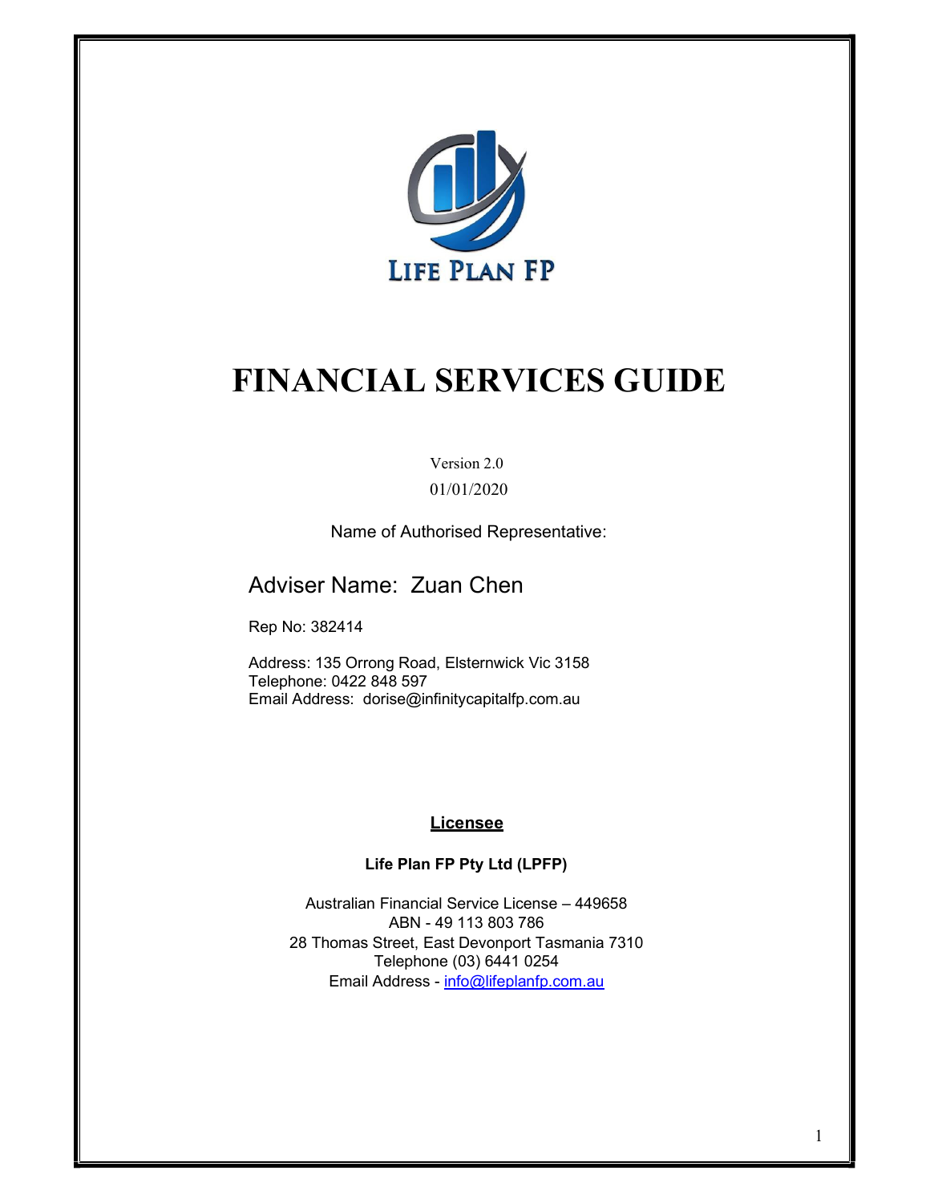LIFE PLAN FP

# FINANCIAL SERVICES GUIDE

Version 2.0

01/01/2020

Name of Authorised Representative:

## Adviser Name: Zuan Chen

Rep No: 382414

Address: 135 Orrong Road, Elsternwick Vic 3158
Telephone: 0422 848 597
Email Address: dorise@infinitycapitalfp.com.au

**Licensee**

**Life Plan FP Pty Ltd (LPFP)**

Australian Financial Service License – 449658
ABN - 49 113 803 786
28 Thomas Street, East Devonport Tasmania 7310
Telephone (03) 6441 0254
Email Address - info@lifeplanfp.com.au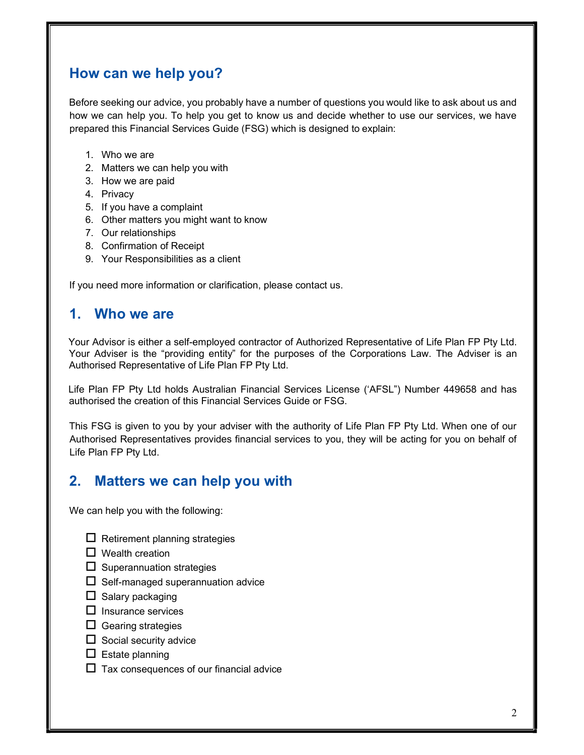## How can we help you?

Before seeking our advice, you probably have a number of questions you would like to ask about us and how we can help you. To help you get to know us and decide whether to use our services, we have prepared this Financial Services Guide (FSG) which is designed to explain:

1. Who we are
2. Matters we can help you with
3. How we are paid
4. Privacy
5. If you have a complaint
6. Other matters you might want to know
7. Our relationships
8. Confirmation of Receipt
9. Your Responsibilities as a client

If you need more information or clarification, please contact us.

## 1. Who we are

Your Advisor is either a self-employed contractor of Authorized Representative of Life Plan FP Pty Ltd. Your Adviser is the "providing entity" for the purposes of the Corporations Law. The Adviser is an Authorised Representative of Life Plan FP Pty Ltd.

Life Plan FP Pty Ltd holds Australian Financial Services License ('AFSL") Number 449658 and has authorised the creation of this Financial Services Guide or FSG.

This FSG is given to you by your adviser with the authority of Life Plan FP Pty Ltd. When one of our Authorised Representatives provides financial services to you, they will be acting for you on behalf of Life Plan FP Pty Ltd.

## 2. Matters we can help you with

We can help you with the following:

- ☐ Retirement planning strategies
- ☐ Wealth creation
- ☐ Superannuation strategies
- ☐ Self-managed superannuation advice
- ☐ Salary packaging
- ☐ Insurance services
- ☐ Gearing strategies
- ☐ Social security advice
- ☐ Estate planning
- ☐ Tax consequences of our financial advice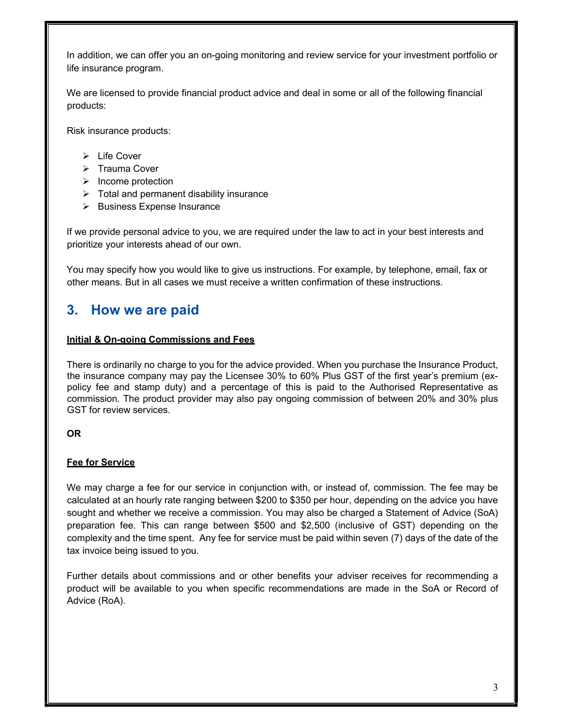In addition, we can offer you an on-going monitoring and review service for your investment portfolio or life insurance program.

We are licensed to provide financial product advice and deal in some or all of the following financial products:

Risk insurance products:

- Life Cover
- Trauma Cover
- Income protection
- Total and permanent disability insurance
- Business Expense Insurance

If we provide personal advice to you, we are required under the law to act in your best interests and prioritize your interests ahead of our own.

You may specify how you would like to give us instructions. For example, by telephone, email, fax or other means. But in all cases we must receive a written confirmation of these instructions.

## 3. How we are paid

**Initial & On-going Commissions and Fees**

There is ordinarily no charge to you for the advice provided. When you purchase the Insurance Product, the insurance company may pay the Licensee 30% to 60% Plus GST of the first year's premium (ex-policy fee and stamp duty) and a percentage of this is paid to the Authorised Representative as commission. The product provider may also pay ongoing commission of between 20% and 30% plus GST for review services.

**OR**

**Fee for Service**

We may charge a fee for our service in conjunction with, or instead of, commission. The fee may be calculated at an hourly rate ranging between $200 to $350 per hour, depending on the advice you have sought and whether we receive a commission. You may also be charged a Statement of Advice (SoA) preparation fee. This can range between $500 and $2,500 (inclusive of GST) depending on the complexity and the time spent. Any fee for service must be paid within seven (7) days of the date of the tax invoice being issued to you.

Further details about commissions and or other benefits your adviser receives for recommending a product will be available to you when specific recommendations are made in the SoA or Record of Advice (RoA).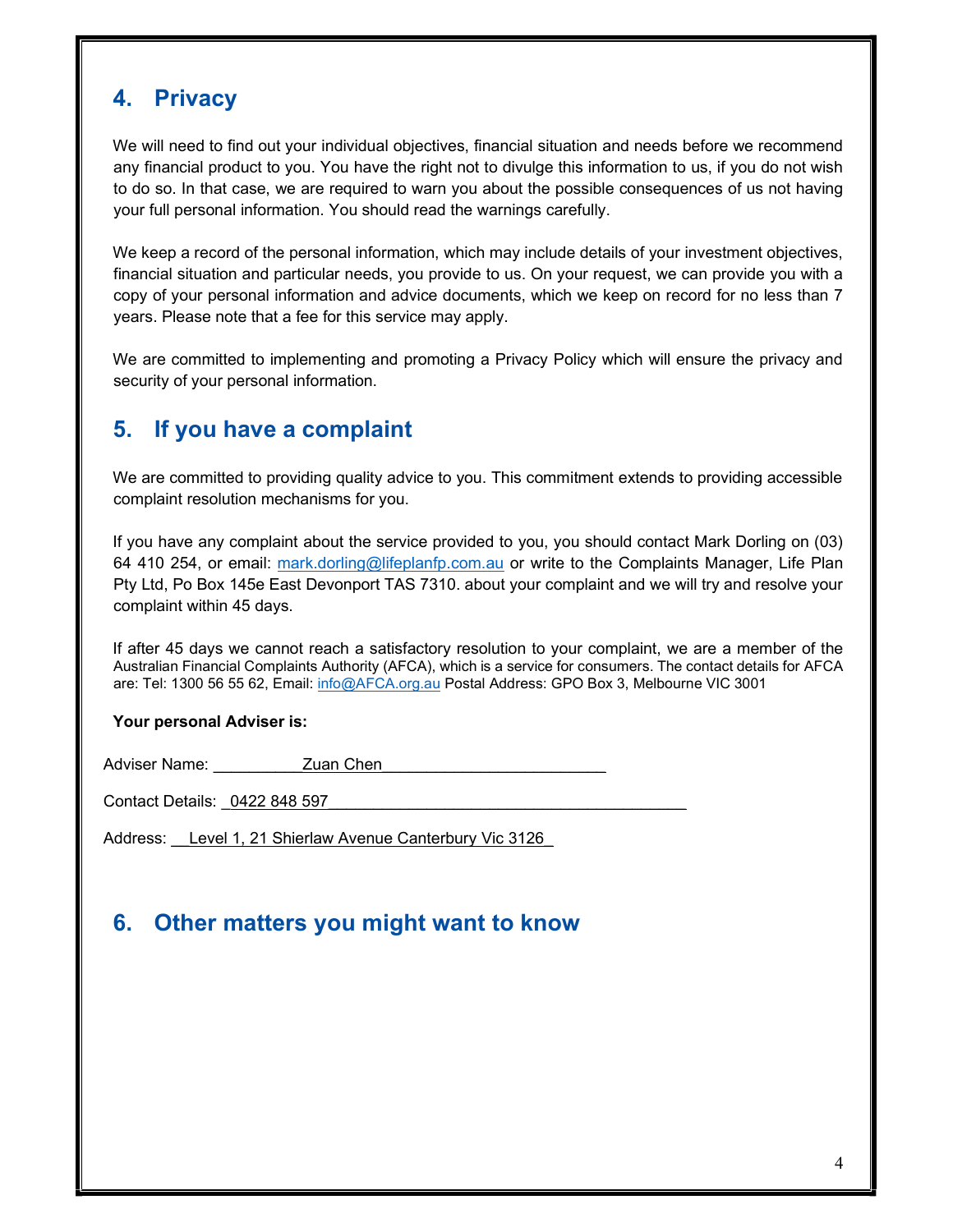## 4. Privacy

We will need to find out your individual objectives, financial situation and needs before we recommend any financial product to you. You have the right not to divulge this information to us, if you do not wish to do so. In that case, we are required to warn you about the possible consequences of us not having your full personal information. You should read the warnings carefully.

We keep a record of the personal information, which may include details of your investment objectives, financial situation and particular needs, you provide to us. On your request, we can provide you with a copy of your personal information and advice documents, which we keep on record for no less than 7 years. Please note that a fee for this service may apply.

We are committed to implementing and promoting a Privacy Policy which will ensure the privacy and security of your personal information.

## 5. If you have a complaint

We are committed to providing quality advice to you. This commitment extends to providing accessible complaint resolution mechanisms for you.

If you have any complaint about the service provided to you, you should contact Mark Dorling on (03) 64 410 254, or email: mark.dorling@lifeplanfp.com.au or write to the Complaints Manager, Life Plan Pty Ltd, Po Box 145e East Devonport TAS 7310. about your complaint and we will try and resolve your complaint within 45 days.

If after 45 days we cannot reach a satisfactory resolution to your complaint, we are a member of the Australian Financial Complaints Authority (AFCA), which is a service for consumers. The contact details for AFCA are: Tel: 1300 56 55 62, Email: info@AFCA.org.au Postal Address: GPO Box 3, Melbourne VIC 3001

**Your personal Adviser is:**

Adviser Name: __________Zuan Chen________________________

Contact Details: _0422 848 597________________________________________

Address: __Level 1, 21 Shierlaw Avenue Canterbury Vic 3126_

## 6. Other matters you might want to know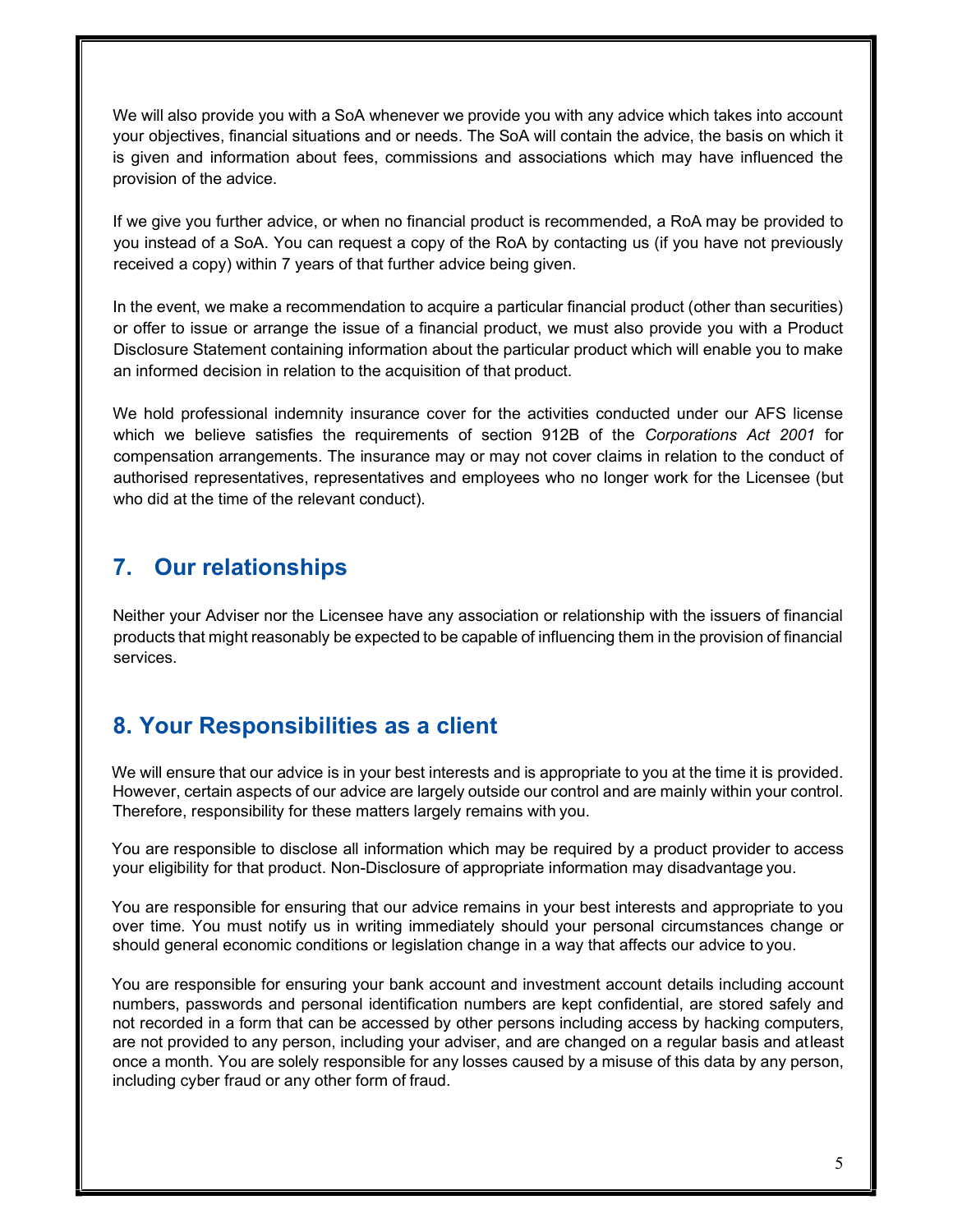We will also provide you with a SoA whenever we provide you with any advice which takes into account your objectives, financial situations and or needs. The SoA will contain the advice, the basis on which it is given and information about fees, commissions and associations which may have influenced the provision of the advice.

If we give you further advice, or when no financial product is recommended, a RoA may be provided to you instead of a SoA. You can request a copy of the RoA by contacting us (if you have not previously received a copy) within 7 years of that further advice being given.

In the event, we make a recommendation to acquire a particular financial product (other than securities) or offer to issue or arrange the issue of a financial product, we must also provide you with a Product Disclosure Statement containing information about the particular product which will enable you to make an informed decision in relation to the acquisition of that product.

We hold professional indemnity insurance cover for the activities conducted under our AFS license which we believe satisfies the requirements of section 912B of the *Corporations Act 2001* for compensation arrangements. The insurance may or may not cover claims in relation to the conduct of authorised representatives, representatives and employees who no longer work for the Licensee (but who did at the time of the relevant conduct).

## 7. Our relationships

Neither your Adviser nor the Licensee have any association or relationship with the issuers of financial products that might reasonably be expected to be capable of influencing them in the provision of financial services.

## 8. Your Responsibilities as a client

We will ensure that our advice is in your best interests and is appropriate to you at the time it is provided. However, certain aspects of our advice are largely outside our control and are mainly within your control. Therefore, responsibility for these matters largely remains with you.

You are responsible to disclose all information which may be required by a product provider to access your eligibility for that product. Non-Disclosure of appropriate information may disadvantage you.

You are responsible for ensuring that our advice remains in your best interests and appropriate to you over time. You must notify us in writing immediately should your personal circumstances change or should general economic conditions or legislation change in a way that affects our advice to you.

You are responsible for ensuring your bank account and investment account details including account numbers, passwords and personal identification numbers are kept confidential, are stored safely and not recorded in a form that can be accessed by other persons including access by hacking computers, are not provided to any person, including your adviser, and are changed on a regular basis and atleast once a month. You are solely responsible for any losses caused by a misuse of this data by any person, including cyber fraud or any other form of fraud.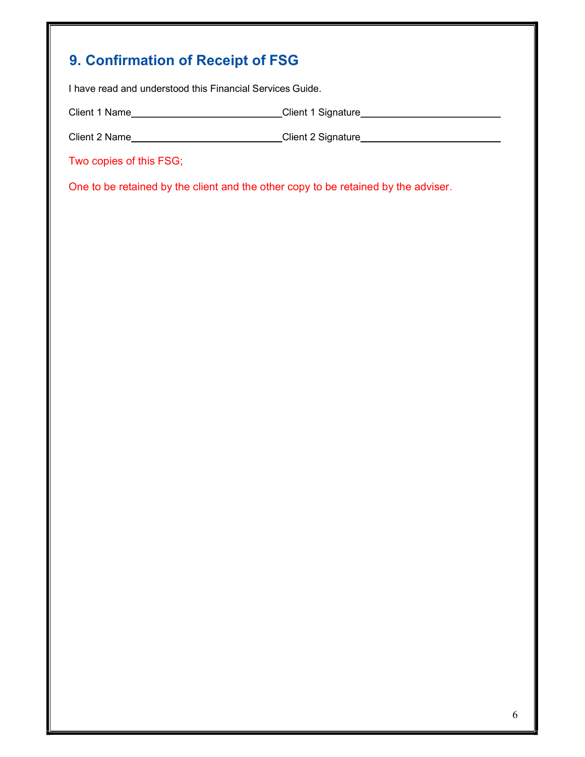## 9. Confirmation of Receipt of FSG

I have read and understood this Financial Services Guide.

Client 1 Name\_\_\_\_\_\_\_\_\_\_\_\_\_\_\_\_\_\_\_\_\_\_\_\_\_\_\_\_Client 1 Signature\_\_\_\_\_\_\_\_\_\_\_\_\_\_\_\_\_\_\_\_\_\_\_\_\_\_

Client 2 Name\_\_\_\_\_\_\_\_\_\_\_\_\_\_\_\_\_\_\_\_\_\_\_\_\_\_\_\_Client 2 Signature\_\_\_\_\_\_\_\_\_\_\_\_\_\_\_\_\_\_\_\_\_\_\_\_\_\_

Two copies of this FSG;

One to be retained by the client and the other copy to be retained by the adviser.